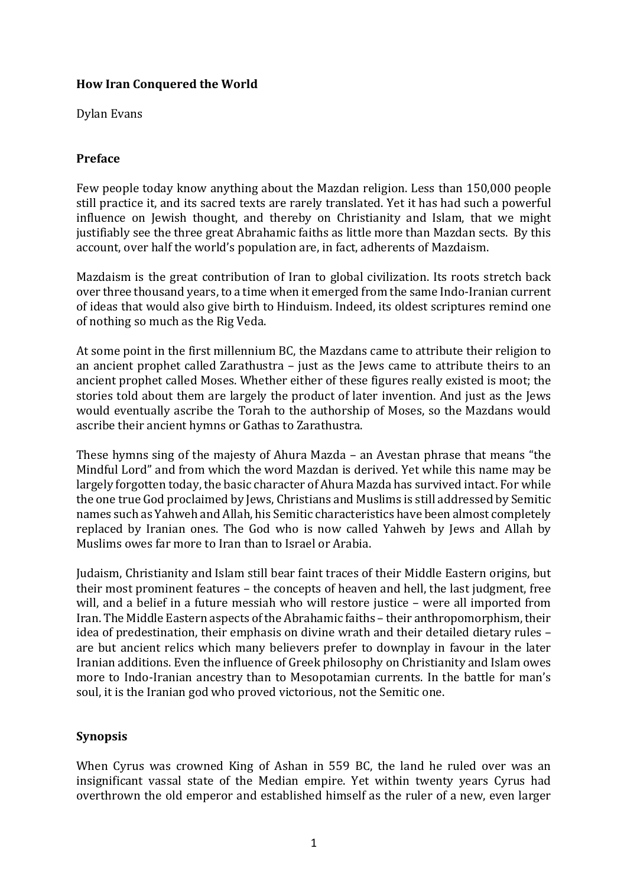**How Iran Conquered the World**

Dylan Evans

## Preface

Few people today know anything about the Mazdan religion. Less than 150,000 people still practice it, and its sacred texts are rarely translated. Yet it has had such a powerful influence on Jewish thought, and thereby on Christianity and Islam, that we might justifiably see the three great Abrahamic faiths as little more than Mazdan sects. By this account, over half the world's population are, in fact, adherents of Mazdaism.

Mazdaism is the great contribution of Iran to global civilization. Its roots stretch back over three thousand years, to a time when it emerged from the same Indo-Iranian current of ideas that would also give birth to Hinduism. Indeed, its oldest scriptures remind one of nothing so much as the Rig Veda.

At some point in the first millennium BC, the Mazdans came to attribute their religion to an ancient prophet called Zarathustra – just as the Jews came to attribute theirs to an ancient prophet called Moses. Whether either of these figures really existed is moot; the stories told about them are largely the product of later invention. And just as the Jews would eventually ascribe the Torah to the authorship of Moses, so the Mazdans would ascribe their ancient hymns or Gathas to Zarathustra.

These hymns sing of the majesty of Ahura Mazda – an Avestan phrase that means "the Mindful Lord" and from which the word Mazdan is derived. Yet while this name may be largely forgotten today, the basic character of Ahura Mazda has survived intact. For while the one true God proclaimed by Jews, Christians and Muslims is still addressed by Semitic names such as Yahweh and Allah, his Semitic characteristics have been almost completely replaced by Iranian ones. The God who is now called Yahweh by Jews and Allah by Muslims owes far more to Iran than to Israel or Arabia.

Judaism, Christianity and Islam still bear faint traces of their Middle Eastern origins, but their most prominent features – the concepts of heaven and hell, the last judgment, free will, and a belief in a future messiah who will restore justice – were all imported from Iran. The Middle Eastern aspects of the Abrahamic faiths – their anthropomorphism, their idea of predestination, their emphasis on divine wrath and their detailed dietary rules – are but ancient relics which many believers prefer to downplay in favour in the later Iranian additions. Even the influence of Greek philosophy on Christianity and Islam owes more to Indo-Iranian ancestry than to Mesopotamian currents. In the battle for man's soul, it is the Iranian god who proved victorious, not the Semitic one.

## Synopsis

When Cyrus was crowned King of Ashan in 559 BC, the land he ruled over was an insignificant vassal state of the Median empire. Yet within twenty years Cyrus had overthrown the old emperor and established himself as the ruler of a new, even larger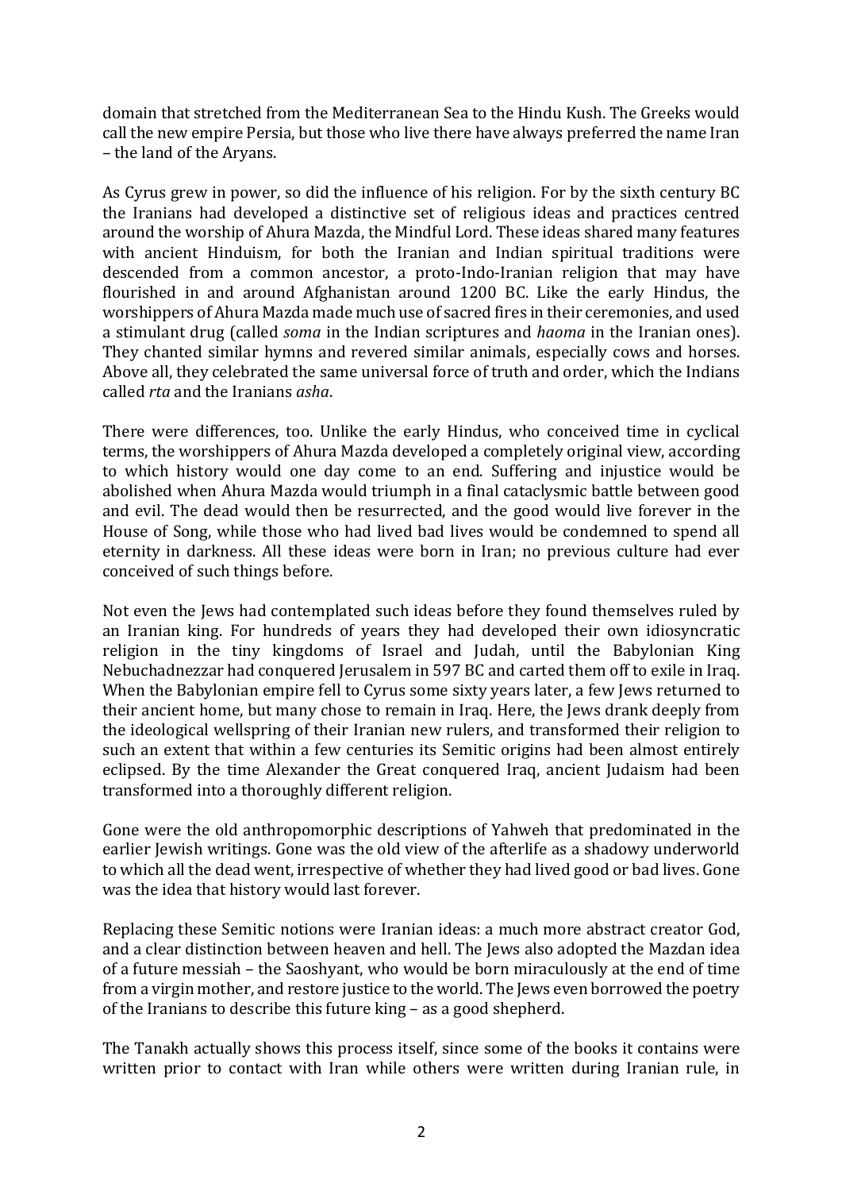domain that stretched from the Mediterranean Sea to the Hindu Kush. The Greeks would call the new empire Persia, but those who live there have always preferred the name Iran – the land of the Aryans.

As Cyrus grew in power, so did the influence of his religion. For by the sixth century BC the Iranians had developed a distinctive set of religious ideas and practices centred around the worship of Ahura Mazda, the Mindful Lord. These ideas shared many features with ancient Hinduism, for both the Iranian and Indian spiritual traditions were descended from a common ancestor, a proto-Indo-Iranian religion that may have flourished in and around Afghanistan around 1200 BC. Like the early Hindus, the worshippers of Ahura Mazda made much use of sacred fires in their ceremonies, and used a stimulant drug (called *soma* in the Indian scriptures and *haoma* in the Iranian ones). They chanted similar hymns and revered similar animals, especially cows and horses. Above all, they celebrated the same universal force of truth and order, which the Indians called *rta* and the Iranians *asha*.

There were differences, too. Unlike the early Hindus, who conceived time in cyclical terms, the worshippers of Ahura Mazda developed a completely original view, according to which history would one day come to an end. Suffering and injustice would be abolished when Ahura Mazda would triumph in a final cataclysmic battle between good and evil. The dead would then be resurrected, and the good would live forever in the House of Song, while those who had lived bad lives would be condemned to spend all eternity in darkness. All these ideas were born in Iran; no previous culture had ever conceived of such things before.

Not even the Jews had contemplated such ideas before they found themselves ruled by an Iranian king. For hundreds of years they had developed their own idiosyncratic religion in the tiny kingdoms of Israel and Judah, until the Babylonian King Nebuchadnezzar had conquered Jerusalem in 597 BC and carted them off to exile in Iraq. When the Babylonian empire fell to Cyrus some sixty years later, a few Jews returned to their ancient home, but many chose to remain in Iraq. Here, the Jews drank deeply from the ideological wellspring of their Iranian new rulers, and transformed their religion to such an extent that within a few centuries its Semitic origins had been almost entirely eclipsed. By the time Alexander the Great conquered Iraq, ancient Judaism had been transformed into a thoroughly different religion.

Gone were the old anthropomorphic descriptions of Yahweh that predominated in the earlier Jewish writings. Gone was the old view of the afterlife as a shadowy underworld to which all the dead went, irrespective of whether they had lived good or bad lives. Gone was the idea that history would last forever.

Replacing these Semitic notions were Iranian ideas: a much more abstract creator God, and a clear distinction between heaven and hell. The Jews also adopted the Mazdan idea of a future messiah – the Saoshyant, who would be born miraculously at the end of time from a virgin mother, and restore justice to the world. The Jews even borrowed the poetry of the Iranians to describe this future king – as a good shepherd.

The Tanakh actually shows this process itself, since some of the books it contains were written prior to contact with Iran while others were written during Iranian rule, in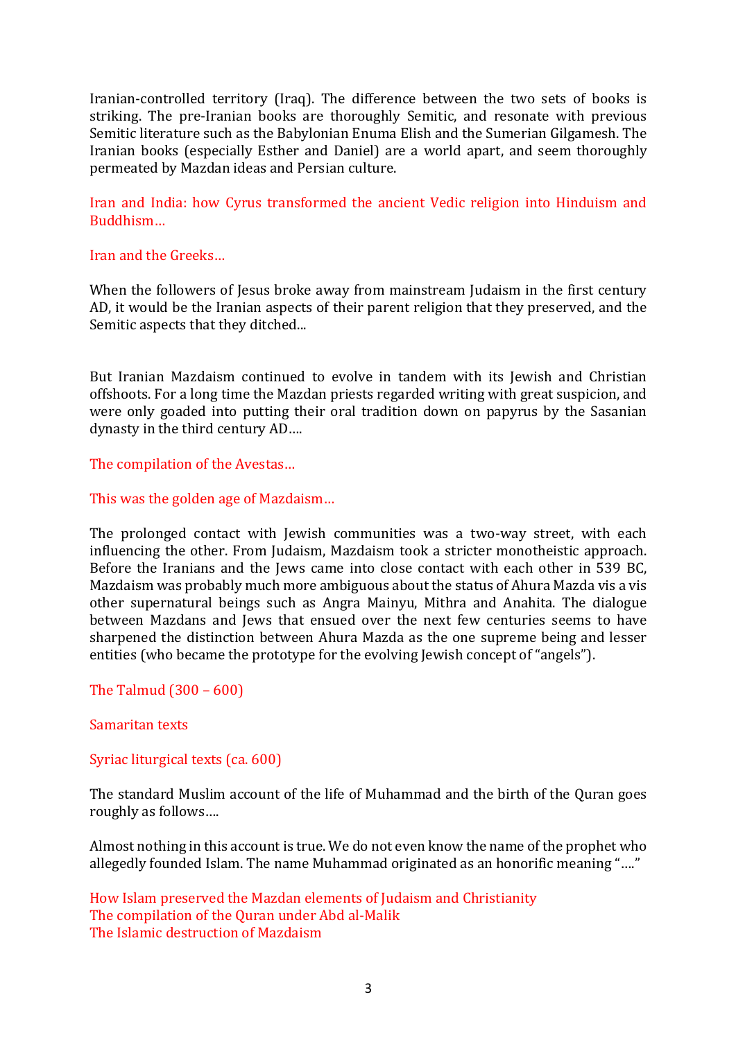Iranian-controlled territory (Iraq). The difference between the two sets of books is striking. The pre-Iranian books are thoroughly Semitic, and resonate with previous Semitic literature such as the Babylonian Enuma Elish and the Sumerian Gilgamesh. The Iranian books (especially Esther and Daniel) are a world apart, and seem thoroughly permeated by Mazdan ideas and Persian culture.

Iran and India: how Cyrus transformed the ancient Vedic religion into Hinduism and Buddhism…

Iran and the Greeks…

When the followers of Jesus broke away from mainstream Judaism in the first century AD, it would be the Iranian aspects of their parent religion that they preserved, and the Semitic aspects that they ditched...

But Iranian Mazdaism continued to evolve in tandem with its Jewish and Christian offshoots. For a long time the Mazdan priests regarded writing with great suspicion, and were only goaded into putting their oral tradition down on papyrus by the Sasanian dynasty in the third century AD….

The compilation of the Avestas…

This was the golden age of Mazdaism…

The prolonged contact with Jewish communities was a two-way street, with each influencing the other. From Judaism, Mazdaism took a stricter monotheistic approach. Before the Iranians and the Jews came into close contact with each other in 539 BC, Mazdaism was probably much more ambiguous about the status of Ahura Mazda vis a vis other supernatural beings such as Angra Mainyu, Mithra and Anahita. The dialogue between Mazdans and Jews that ensued over the next few centuries seems to have sharpened the distinction between Ahura Mazda as the one supreme being and lesser entities (who became the prototype for the evolving Jewish concept of "angels").

The Talmud (300 – 600)

Samaritan texts

Syriac liturgical texts (ca. 600)

The standard Muslim account of the life of Muhammad and the birth of the Quran goes roughly as follows….

Almost nothing in this account is true. We do not even know the name of the prophet who allegedly founded Islam. The name Muhammad originated as an honorific meaning "…."

How Islam preserved the Mazdan elements of Judaism and Christianity
The compilation of the Quran under Abd al-Malik
The Islamic destruction of Mazdaism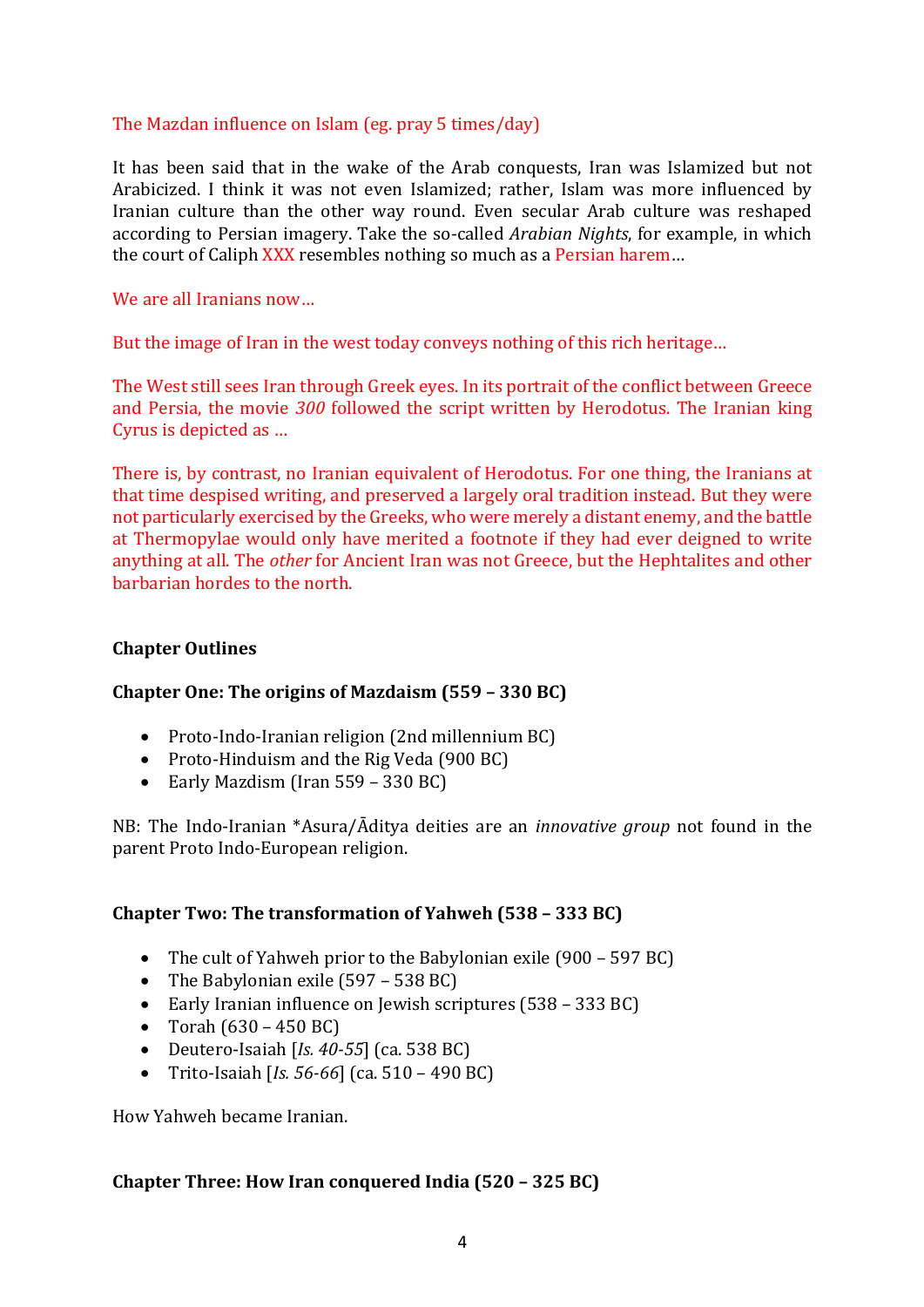The Mazdan influence on Islam (eg. pray 5 times/day)

It has been said that in the wake of the Arab conquests, Iran was Islamized but not Arabicized. I think it was not even Islamized; rather, Islam was more influenced by Iranian culture than the other way round. Even secular Arab culture was reshaped according to Persian imagery. Take the so-called *Arabian Nights*, for example, in which the court of Caliph XXX resembles nothing so much as a Persian harem…

We are all Iranians now…

But the image of Iran in the west today conveys nothing of this rich heritage…

The West still sees Iran through Greek eyes. In its portrait of the conflict between Greece and Persia, the movie *300* followed the script written by Herodotus. The Iranian king Cyrus is depicted as …

There is, by contrast, no Iranian equivalent of Herodotus. For one thing, the Iranians at that time despised writing, and preserved a largely oral tradition instead. But they were not particularly exercised by the Greeks, who were merely a distant enemy, and the battle at Thermopylae would only have merited a footnote if they had ever deigned to write anything at all. The *other* for Ancient Iran was not Greece, but the Hephtalites and other barbarian hordes to the north.

**Chapter Outlines**

**Chapter One: The origins of Mazdaism (559 – 330 BC)**

- Proto-Indo-Iranian religion (2nd millennium BC)
- Proto-Hinduism and the Rig Veda (900 BC)
- Early Mazdism (Iran 559 – 330 BC)

NB: The Indo-Iranian *Asura/Āditya deities are an *innovative group* not found in the parent Proto Indo-European religion.

**Chapter Two: The transformation of Yahweh (538 – 333 BC)**

- The cult of Yahweh prior to the Babylonian exile (900 – 597 BC)
- The Babylonian exile (597 – 538 BC)
- Early Iranian influence on Jewish scriptures (538 – 333 BC)
- Torah (630 – 450 BC)
- Deutero-Isaiah [*Is. 40-55*] (ca. 538 BC)
- Trito-Isaiah [*Is. 56-66*] (ca. 510 – 490 BC)

How Yahweh became Iranian.

**Chapter Three: How Iran conquered India (520 – 325 BC)**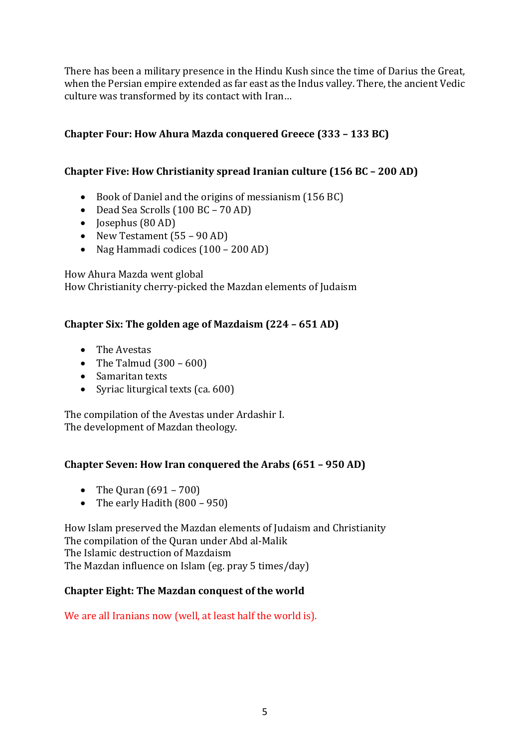There has been a military presence in the Hindu Kush since the time of Darius the Great, when the Persian empire extended as far east as the Indus valley. There, the ancient Vedic culture was transformed by its contact with Iran…

### Chapter Four: How Ahura Mazda conquered Greece (333 – 133 BC)

### Chapter Five: How Christianity spread Iranian culture (156 BC – 200 AD)

- Book of Daniel and the origins of messianism (156 BC)
- Dead Sea Scrolls (100 BC – 70 AD)
- Josephus (80 AD)
- New Testament (55 – 90 AD)
- Nag Hammadi codices (100 – 200 AD)

How Ahura Mazda went global
How Christianity cherry-picked the Mazdan elements of Judaism

### Chapter Six: The golden age of Mazdaism (224 – 651 AD)

- The Avestas
- The Talmud (300 – 600)
- Samaritan texts
- Syriac liturgical texts (ca. 600)

The compilation of the Avestas under Ardashir I.
The development of Mazdan theology.

### Chapter Seven: How Iran conquered the Arabs (651 – 950 AD)

- The Quran (691 – 700)
- The early Hadith (800 – 950)

How Islam preserved the Mazdan elements of Judaism and Christianity
The compilation of the Quran under Abd al-Malik
The Islamic destruction of Mazdaism
The Mazdan influence on Islam (eg. pray 5 times/day)

### Chapter Eight: The Mazdan conquest of the world

We are all Iranians now (well, at least half the world is).